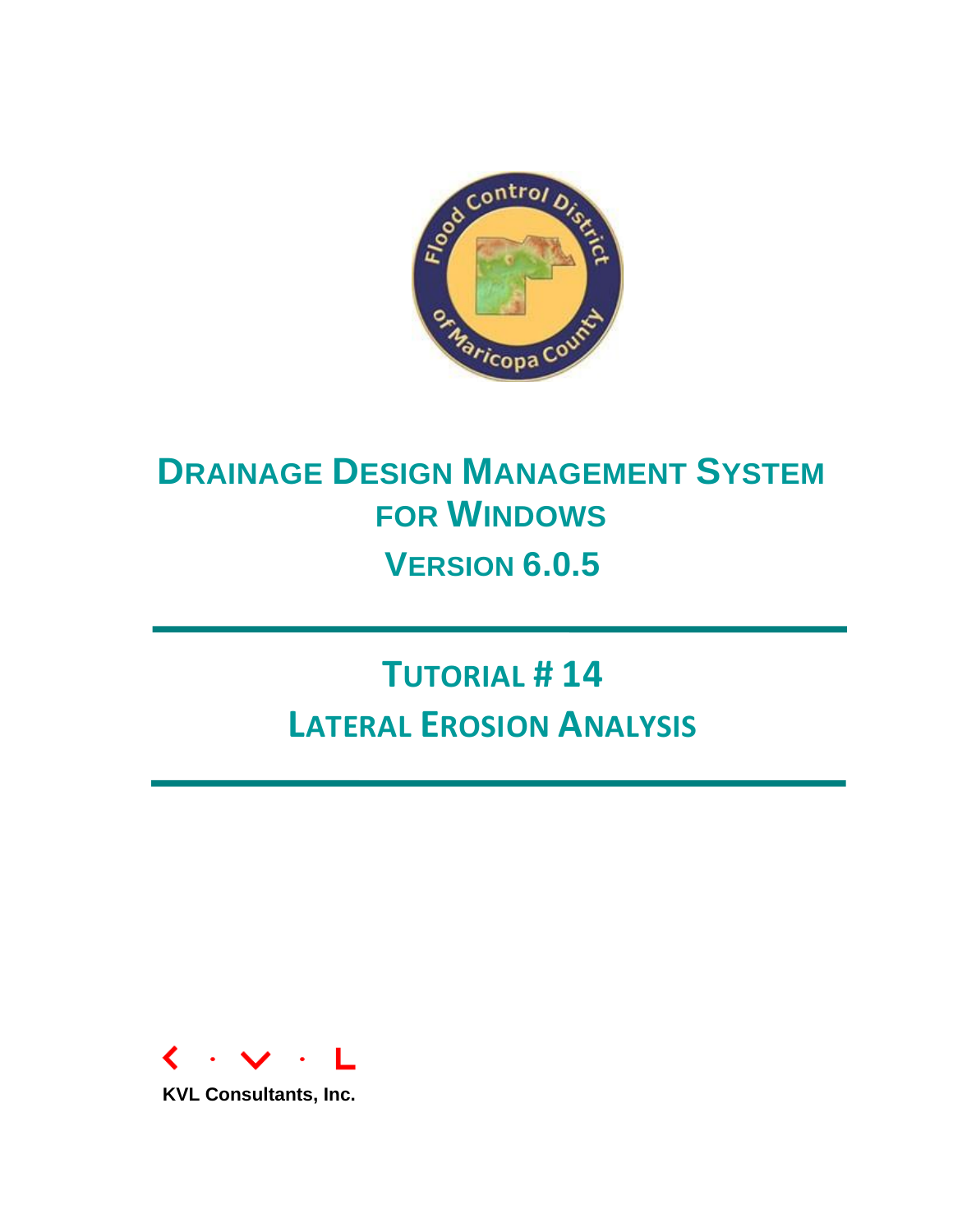# Drainage Design Management System for Windows

## Version 6.0.5

# Tutorial # 14

# Lateral Erosion Analysis

KVL Consultants, Inc.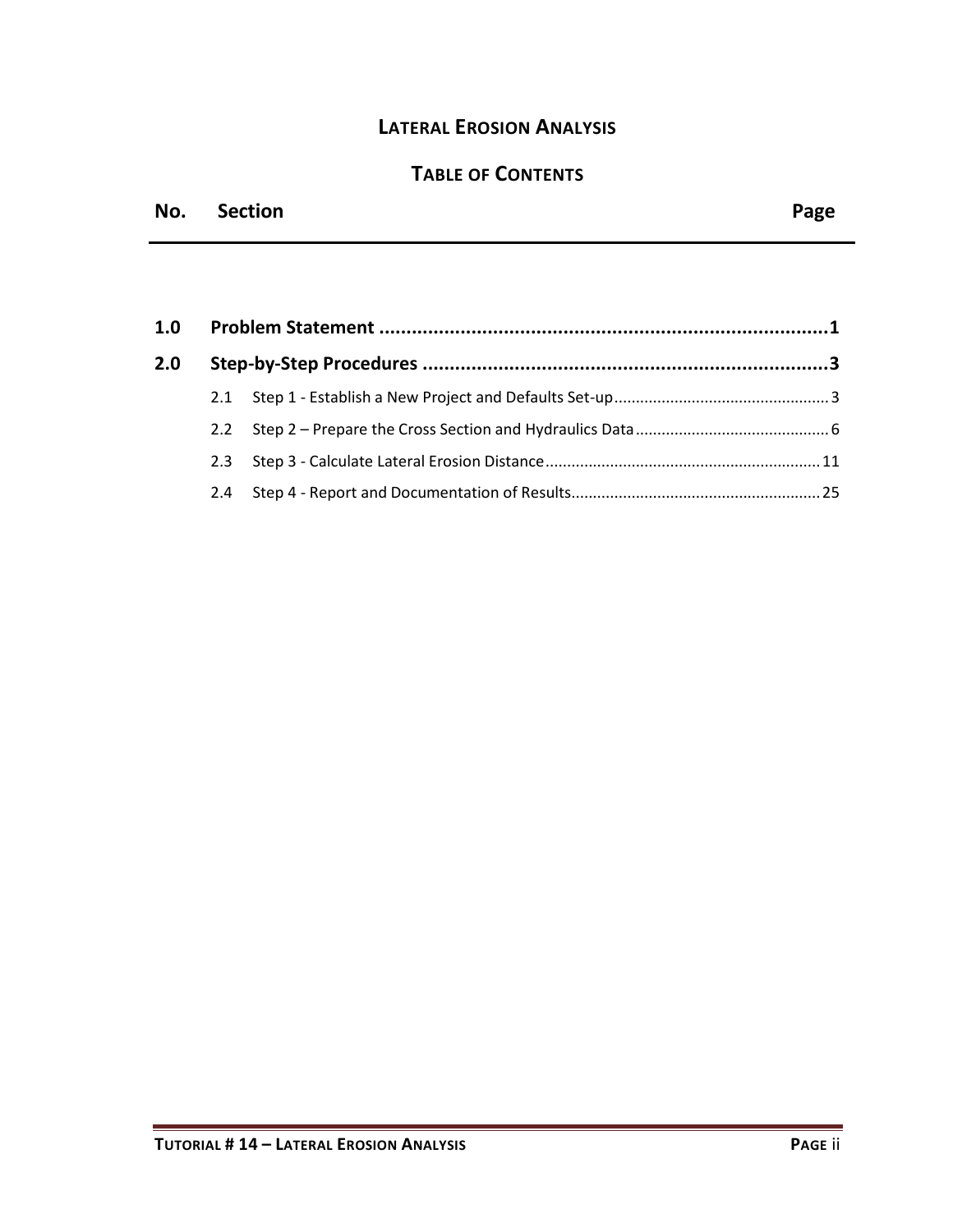# LATERAL EROSION ANALYSIS

## TABLE OF CONTENTS

| No. | Section | Page |
|---|---|---|
| **1.0** | **Problem Statement** | **1** |
| **2.0** | **Step-by-Step Procedures** | **3** |
| 2.1 | Step 1 - Establish a New Project and Defaults Set-up | 3 |
| 2.2 | Step 2 – Prepare the Cross Section and Hydraulics Data | 6 |
| 2.3 | Step 3 - Calculate Lateral Erosion Distance | 11 |
| 2.4 | Step 4 - Report and Documentation of Results | 25 |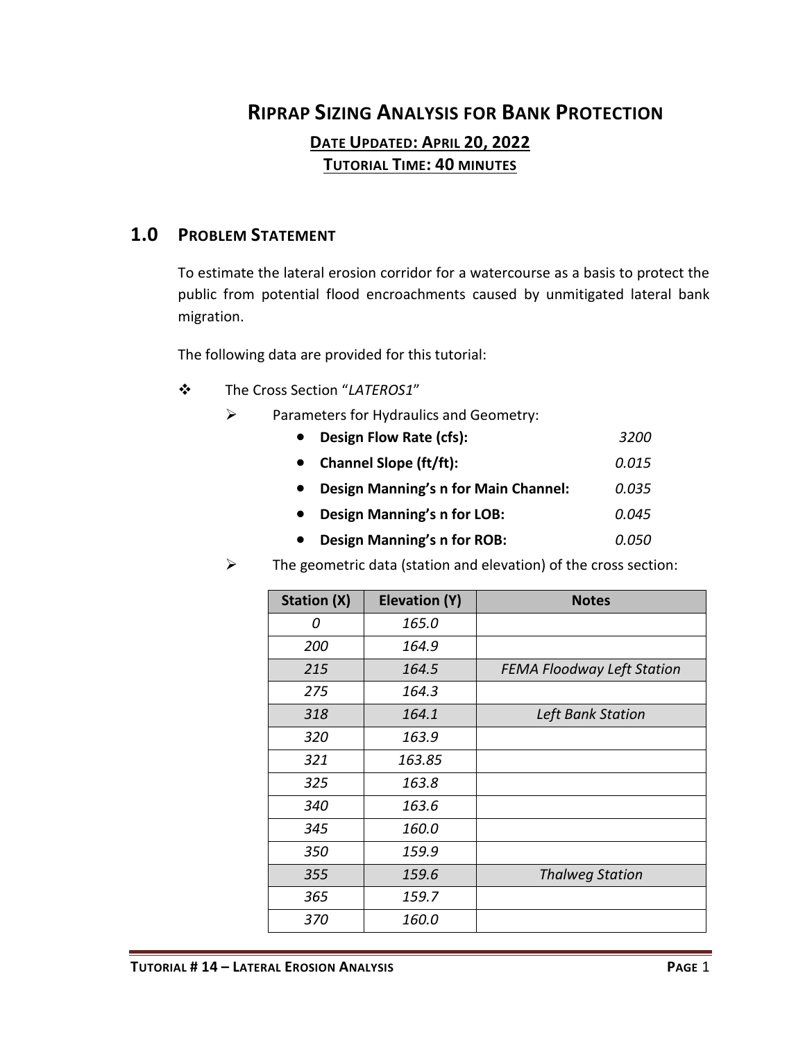# RIPRAP SIZING ANALYSIS FOR BANK PROTECTION

**DATE UPDATED: APRIL 20, 2022**

**TUTORIAL TIME: 40 MINUTES**

## 1.0 PROBLEM STATEMENT

To estimate the lateral erosion corridor for a watercourse as a basis to protect the public from potential flood encroachments caused by unmitigated lateral bank migration.

The following data are provided for this tutorial:

- The Cross Section "*LATEROS1*"
  - Parameters for Hydraulics and Geometry:
    - **Design Flow Rate (cfs):** *3200*
    - **Channel Slope (ft/ft):** *0.015*
    - **Design Manning's n for Main Channel:** *0.035*
    - **Design Manning's n for LOB:** *0.045*
    - **Design Manning's n for ROB:** *0.050*
  - The geometric data (station and elevation) of the cross section:

| Station (X) | Elevation (Y) | Notes |
|---|---|---|
| *0* | *165.0* | |
| *200* | *164.9* | |
| *215* | *164.5* | *FEMA Floodway Left Station* |
| *275* | *164.3* | |
| *318* | *164.1* | *Left Bank Station* |
| *320* | *163.9* | |
| *321* | *163.85* | |
| *325* | *163.8* | |
| *340* | *163.6* | |
| *345* | *160.0* | |
| *350* | *159.9* | |
| *355* | *159.6* | *Thalweg Station* |
| *365* | *159.7* | |
| *370* | *160.0* | |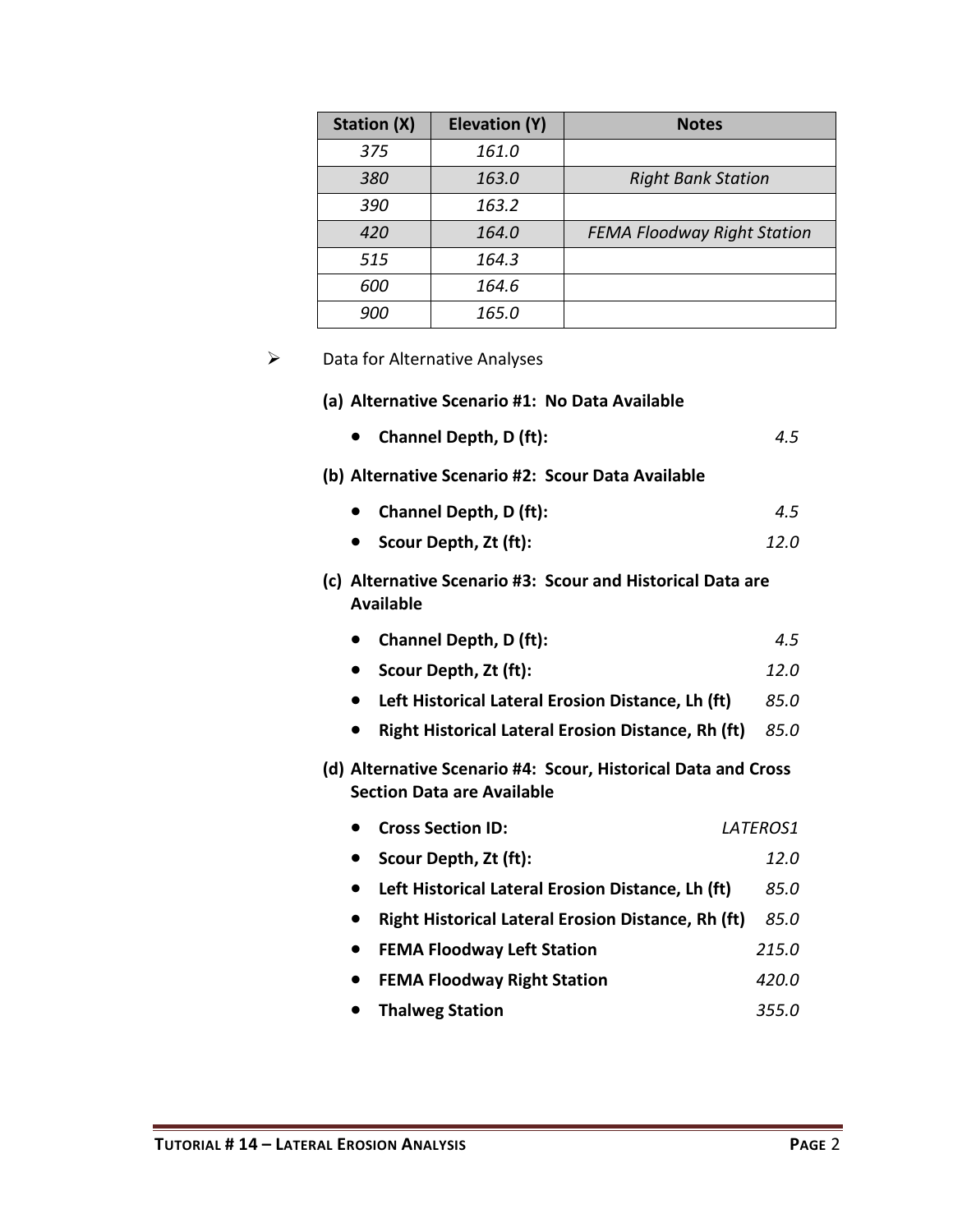| Station (X) | Elevation (Y) | Notes |
|---|---|---|
| *375* | *161.0* | |
| *380* | *163.0* | *Right Bank Station* |
| *390* | *163.2* | |
| *420* | *164.0* | *FEMA Floodway Right Station* |
| *515* | *164.3* | |
| *600* | *164.6* | |
| *900* | *165.0* | |

- Data for Alternative Analyses

  **(a) Alternative Scenario #1: No Data Available**

  - **Channel Depth, D (ft):** *4.5*

  **(b) Alternative Scenario #2: Scour Data Available**

  - **Channel Depth, D (ft):** *4.5*
  - **Scour Depth, Zt (ft):** *12.0*

  **(c) Alternative Scenario #3: Scour and Historical Data are Available**

  - **Channel Depth, D (ft):** *4.5*
  - **Scour Depth, Zt (ft):** *12.0*
  - **Left Historical Lateral Erosion Distance, Lh (ft)** *85.0*
  - **Right Historical Lateral Erosion Distance, Rh (ft)** *85.0*

  **(d) Alternative Scenario #4: Scour, Historical Data and Cross Section Data are Available**

  - **Cross Section ID:** *LATEROS1*
  - **Scour Depth, Zt (ft):** *12.0*
  - **Left Historical Lateral Erosion Distance, Lh (ft)** *85.0*
  - **Right Historical Lateral Erosion Distance, Rh (ft)** *85.0*
  - **FEMA Floodway Left Station** *215.0*
  - **FEMA Floodway Right Station** *420.0*
  - **Thalweg Station** *355.0*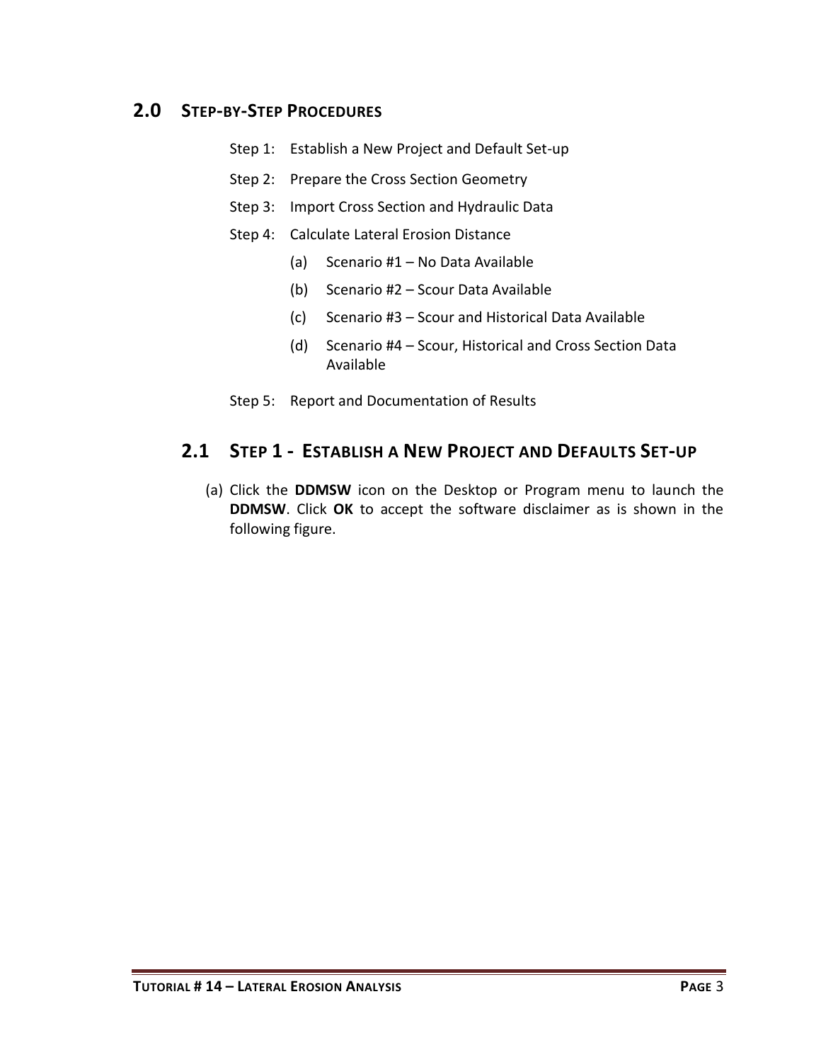# 2.0 STEP-BY-STEP PROCEDURES

Step 1: Establish a New Project and Default Set-up

Step 2: Prepare the Cross Section Geometry

Step 3: Import Cross Section and Hydraulic Data

Step 4: Calculate Lateral Erosion Distance

- (a) Scenario #1 – No Data Available
- (b) Scenario #2 – Scour Data Available
- (c) Scenario #3 – Scour and Historical Data Available
- (d) Scenario #4 – Scour, Historical and Cross Section Data Available

Step 5: Report and Documentation of Results

## 2.1 STEP 1 - ESTABLISH A NEW PROJECT AND DEFAULTS SET-UP

(a) Click the **DDMSW** icon on the Desktop or Program menu to launch the **DDMSW**. Click **OK** to accept the software disclaimer as is shown in the following figure.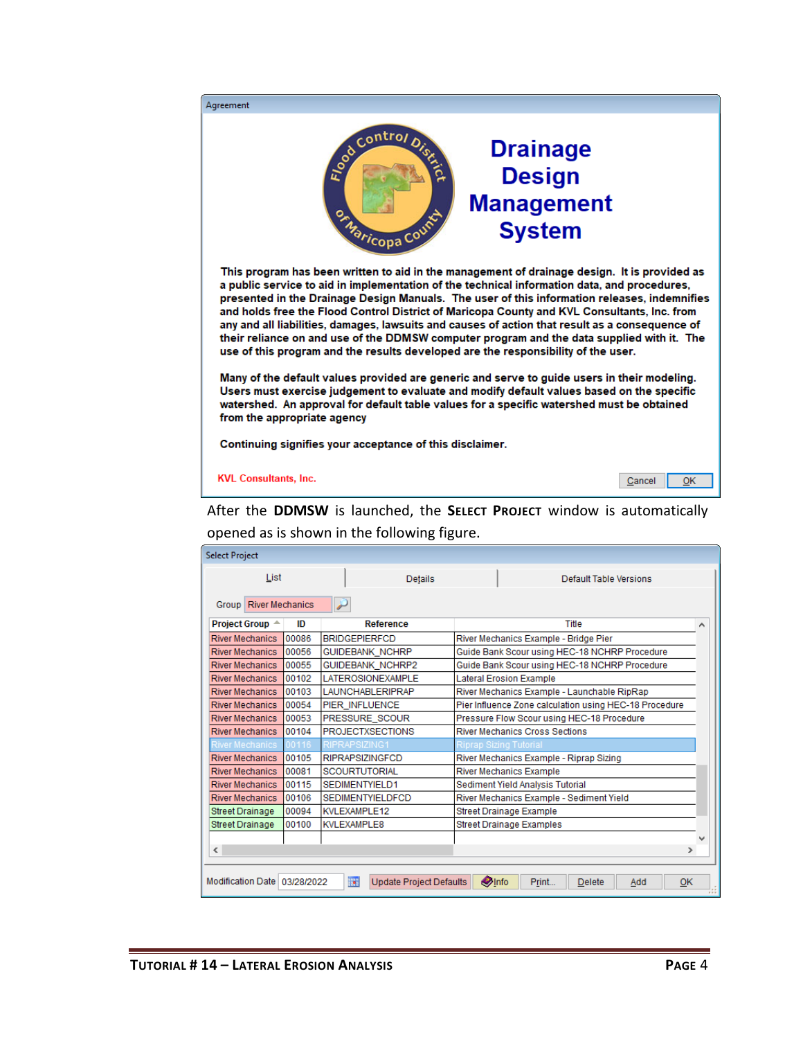Agreement

**Drainage Design Management System**

**This program has been written to aid in the management of drainage design. It is provided as a public service to aid in implementation of the technical information data, and procedures, presented in the Drainage Design Manuals. The user of this information releases, indemnifies and holds free the Flood Control District of Maricopa County and KVL Consultants, Inc. from any and all liabilities, damages, lawsuits and causes of action that result as a consequence of their reliance on and use of the DDMSW computer program and the data supplied with it. The use of this program and the results developed are the responsibility of the user.**

**Many of the default values provided are generic and serve to guide users in their modeling. Users must exercise judgement to evaluate and modify default values based on the specific watershed. An approval for default table values for a specific watershed must be obtained from the appropriate agency**

**Continuing signifies your acceptance of this disclaimer.**

KVL Consultants, Inc.

Cancel OK

After the **DDMSW** is launched, the **SELECT PROJECT** window is automatically opened as is shown in the following figure.

Select Project

List | Details | Default Table Versions

Group: River Mechanics

| Project Group | ID | Reference | Title |
|---|---|---|---|
| River Mechanics | 00086 | BRIDGEPIERFCD | River Mechanics Example - Bridge Pier |
| River Mechanics | 00056 | GUIDEBANK_NCHRP | Guide Bank Scour using HEC-18 NCHRP Procedure |
| River Mechanics | 00055 | GUIDEBANK_NCHRP2 | Guide Bank Scour using HEC-18 NCHRP Procedure |
| River Mechanics | 00102 | LATEROSIONEXAMPLE | Lateral Erosion Example |
| River Mechanics | 00103 | LAUNCHABLERIPRAP | River Mechanics Example - Launchable RipRap |
| River Mechanics | 00054 | PIER_INFLUENCE | Pier Influence Zone calculation using HEC-18 Procedure |
| River Mechanics | 00053 | PRESSURE_SCOUR | Pressure Flow Scour using HEC-18 Procedure |
| River Mechanics | 00104 | PROJECTXSECTIONS | River Mechanics Cross Sections |
| River Mechanics | 00116 | RIPRAPSIZING1 | Riprap Sizing Tutorial |
| River Mechanics | 00105 | RIPRAPSIZINGFCD | River Mechanics Example - Riprap Sizing |
| River Mechanics | 00081 | SCOURTUTORIAL | River Mechanics Example |
| River Mechanics | 00115 | SEDIMENTYIELD1 | Sediment Yield Analysis Tutorial |
| River Mechanics | 00106 | SEDIMENTYIELDFCD | River Mechanics Example - Sediment Yield |
| Street Drainage | 00094 | KVLEXAMPLE12 | Street Drainage Example |
| Street Drainage | 00100 | KVLEXAMPLE8 | Street Drainage Examples |

Modification Date 03/28/2022 | Update Project Defaults | Info | Print... | Delete | Add | OK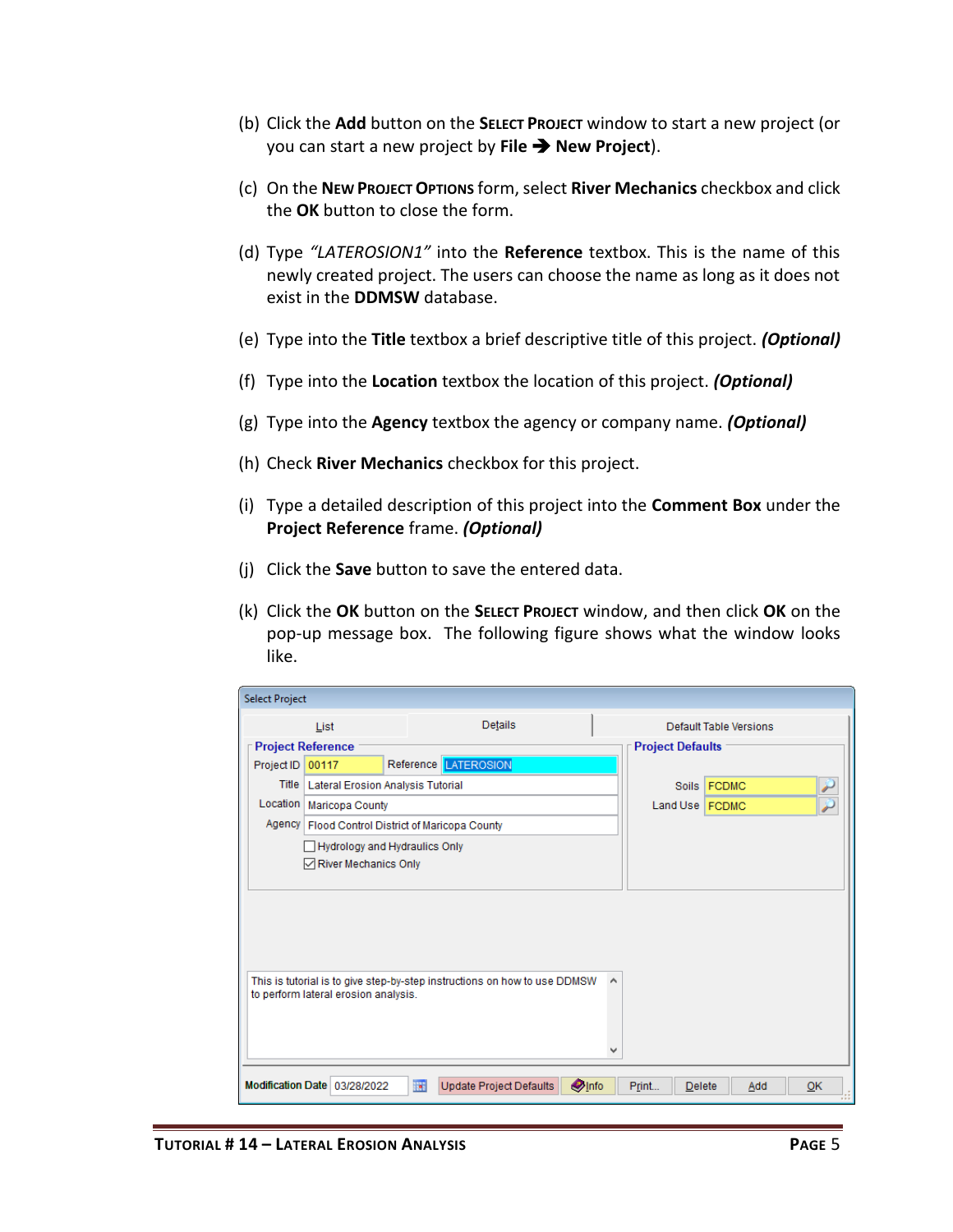(b) Click the **Add** button on the **Select Project** window to start a new project (or you can start a new project by **File** ➔ **New Project**).

(c) On the **New Project Options** form, select **River Mechanics** checkbox and click the **OK** button to close the form.

(d) Type *"LATEROSION1"* into the **Reference** textbox. This is the name of this newly created project. The users can choose the name as long as it does not exist in the **DDMSW** database.

(e) Type into the **Title** textbox a brief descriptive title of this project. ***(Optional)***

(f) Type into the **Location** textbox the location of this project. ***(Optional)***

(g) Type into the **Agency** textbox the agency or company name. ***(Optional)***

(h) Check **River Mechanics** checkbox for this project.

(i) Type a detailed description of this project into the **Comment Box** under the **Project Reference** frame. ***(Optional)***

(j) Click the **Save** button to save the entered data.

(k) Click the **OK** button on the **Select Project** window, and then click **OK** on the pop-up message box. The following figure shows what the window looks like.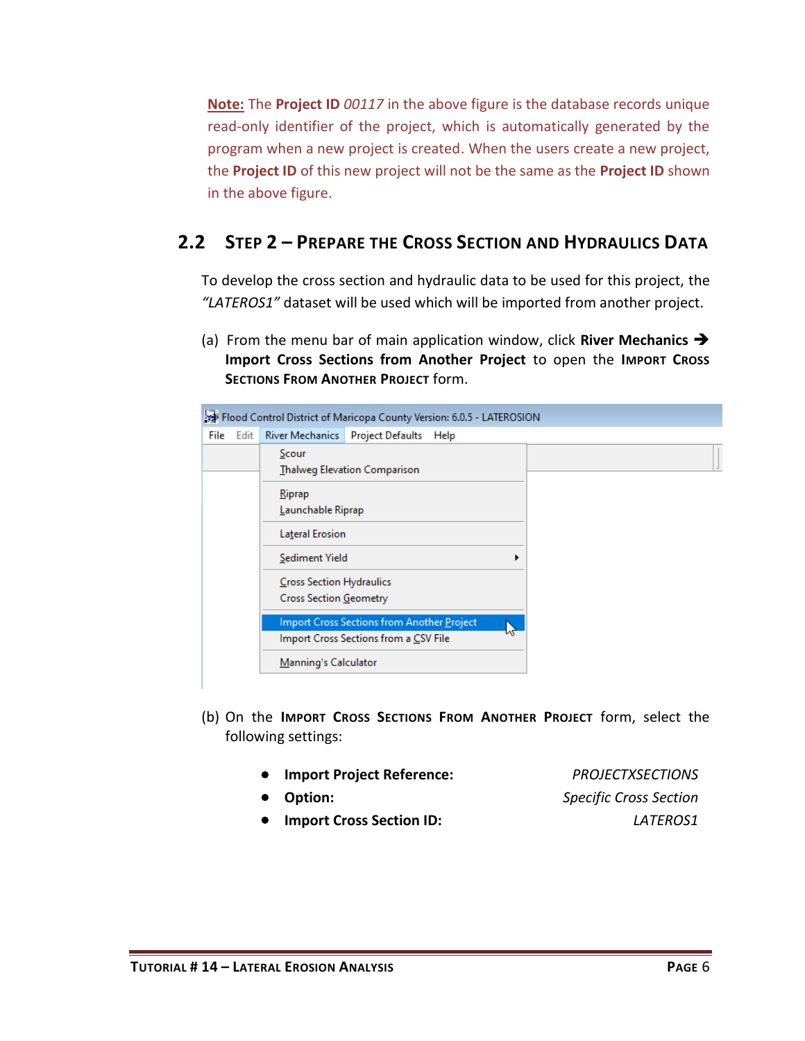**Note:** The **Project ID** *00117* in the above figure is the database records unique read-only identifier of the project, which is automatically generated by the program when a new project is created. When the users create a new project, the **Project ID** of this new project will not be the same as the **Project ID** shown in the above figure.

## 2.2 STEP 2 – PREPARE THE CROSS SECTION AND HYDRAULICS DATA

To develop the cross section and hydraulic data to be used for this project, the *"LATEROS1"* dataset will be used which will be imported from another project.

(a) From the menu bar of main application window, click **River Mechanics → Import Cross Sections from Another Project** to open the **IMPORT CROSS SECTIONS FROM ANOTHER PROJECT** form.

(b) On the **IMPORT CROSS SECTIONS FROM ANOTHER PROJECT** form, select the following settings:

- **Import Project Reference:** *PROJECTXSECTIONS*
- **Option:** *Specific Cross Section*
- **Import Cross Section ID:** *LATEROS1*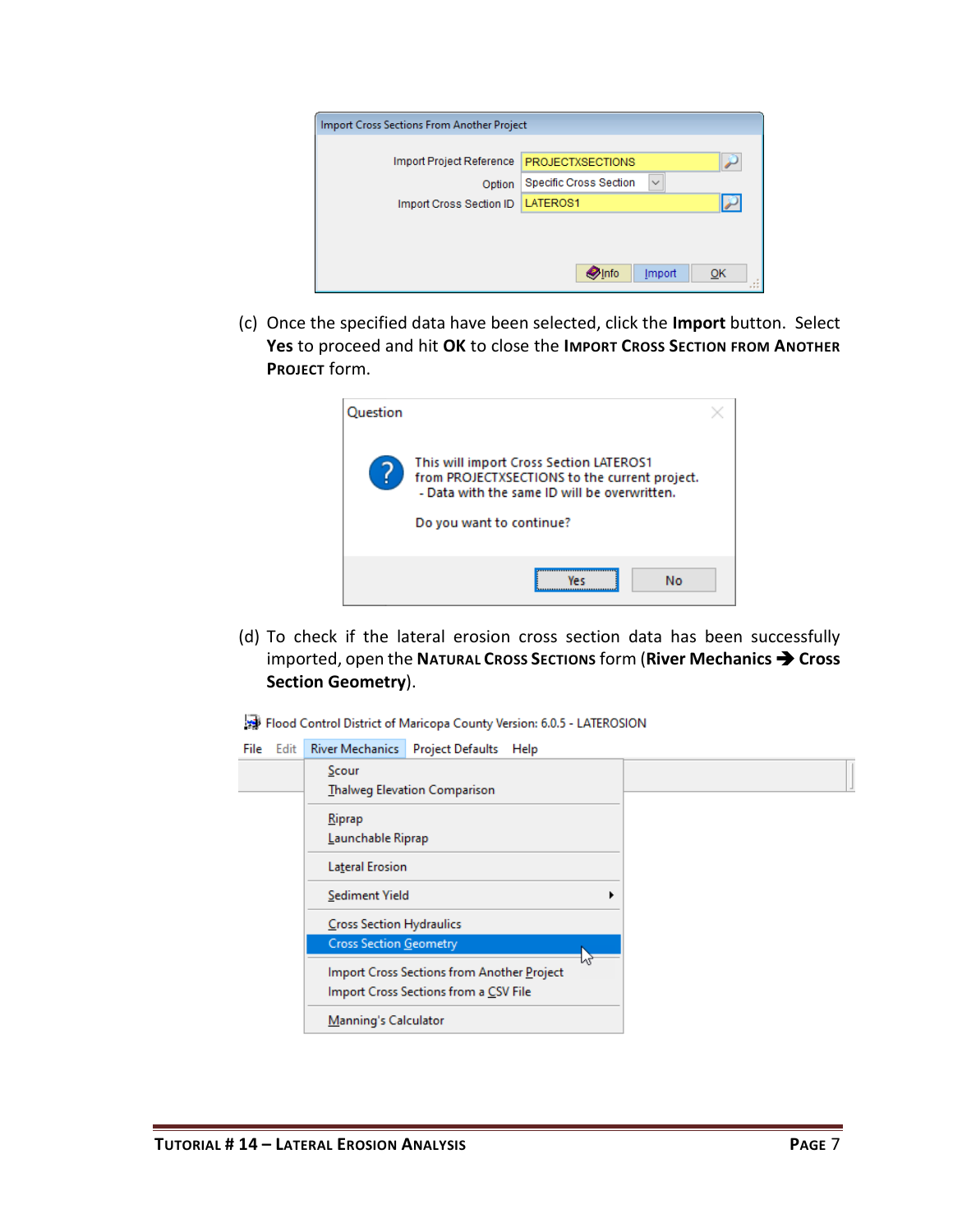(c) Once the specified data have been selected, click the **Import** button. Select **Yes** to proceed and hit **OK** to close the **IMPORT CROSS SECTION FROM ANOTHER PROJECT** form.

(d) To check if the lateral erosion cross section data has been successfully imported, open the **NATURAL CROSS SECTIONS** form (**River Mechanics ➔ Cross Section Geometry**).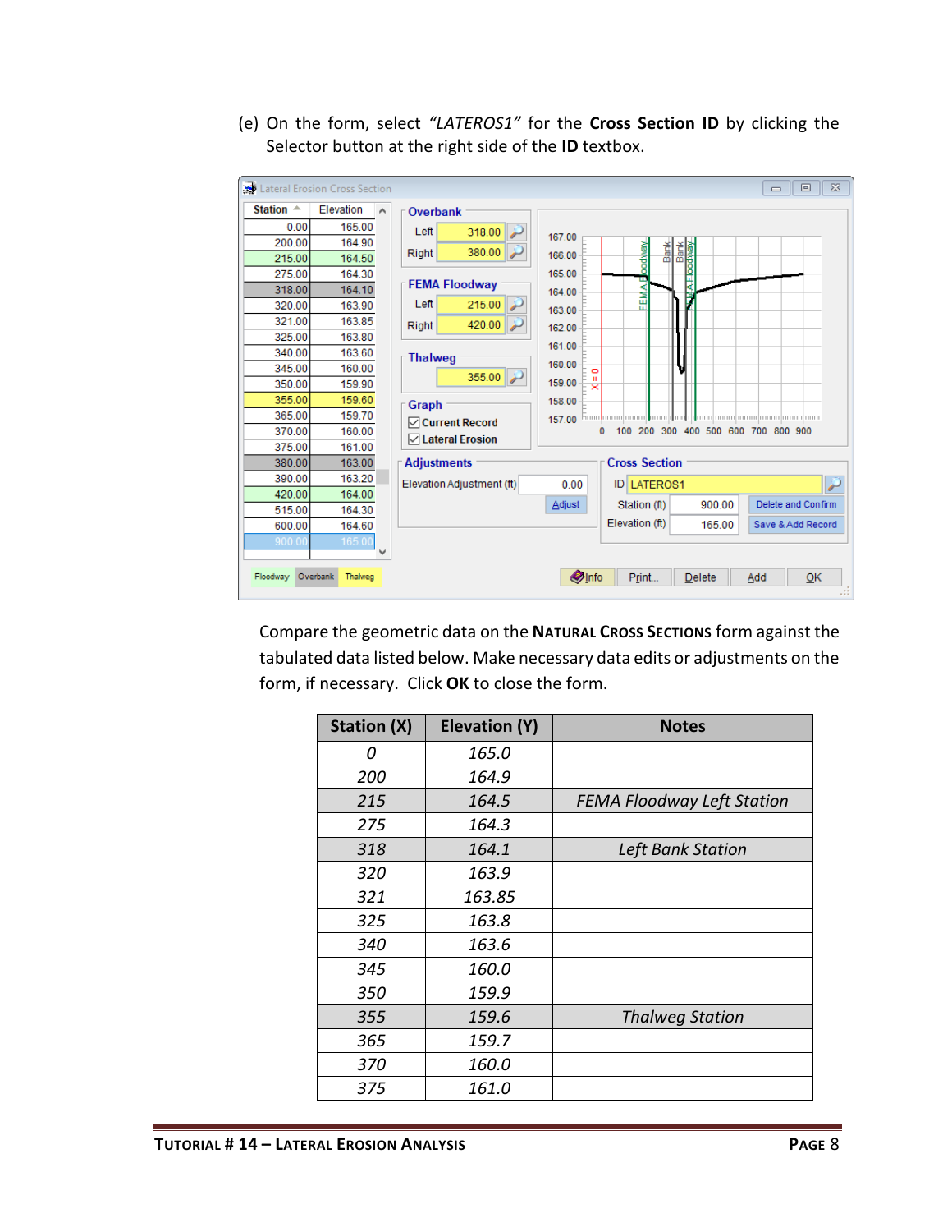(e) On the form, select *"LATEROS1"* for the **Cross Section ID** by clicking the Selector button at the right side of the **ID** textbox.

Compare the geometric data on the **NATURAL CROSS SECTIONS** form against the tabulated data listed below. Make necessary data edits or adjustments on the form, if necessary. Click **OK** to close the form.

| Station (X) | Elevation (Y) | Notes |
|---|---|---|
| *0* | *165.0* | |
| *200* | *164.9* | |
| *215* | *164.5* | *FEMA Floodway Left Station* |
| *275* | *164.3* | |
| *318* | *164.1* | *Left Bank Station* |
| *320* | *163.9* | |
| *321* | *163.85* | |
| *325* | *163.8* | |
| *340* | *163.6* | |
| *345* | *160.0* | |
| *350* | *159.9* | |
| *355* | *159.6* | *Thalweg Station* |
| *365* | *159.7* | |
| *370* | *160.0* | |
| *375* | *161.0* | |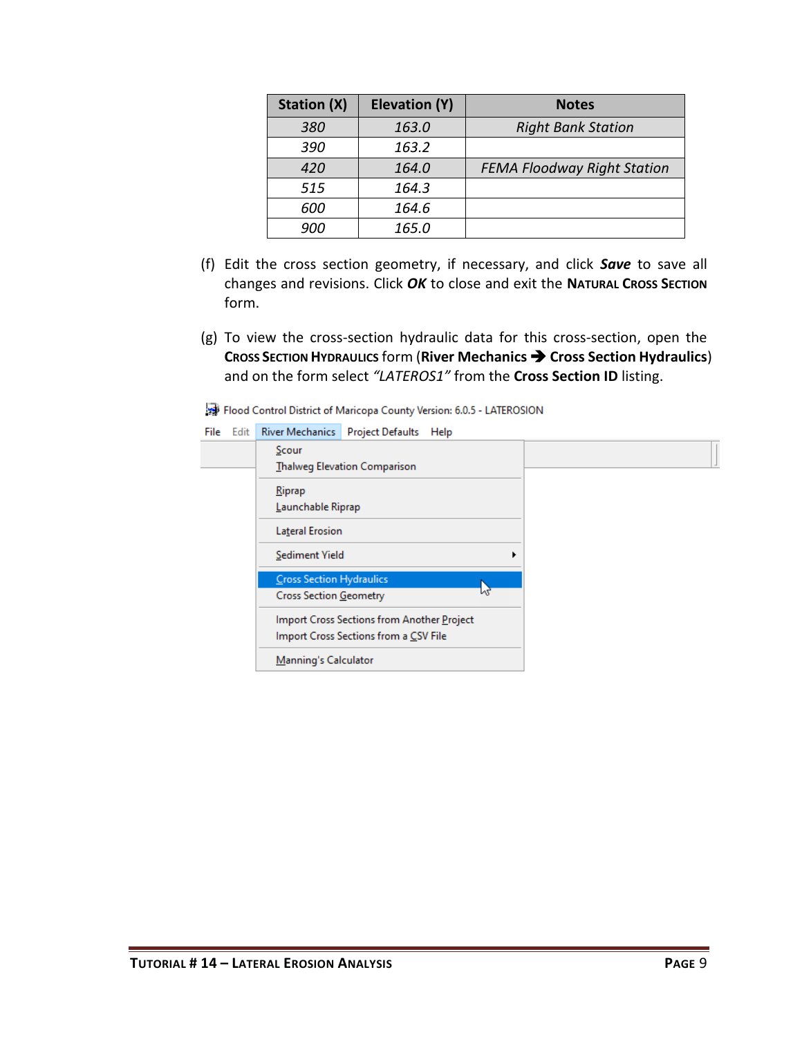| Station (X) | Elevation (Y) | Notes |
|---|---|---|
| *380* | *163.0* | *Right Bank Station* |
| *390* | *163.2* | |
| *420* | *164.0* | *FEMA Floodway Right Station* |
| *515* | *164.3* | |
| *600* | *164.6* | |
| *900* | *165.0* | |

(f) Edit the cross section geometry, if necessary, and click ***Save*** to save all changes and revisions. Click ***OK*** to close and exit the **NATURAL CROSS SECTION** form.

(g) To view the cross-section hydraulic data for this cross-section, open the **CROSS SECTION HYDRAULICS** form (**River Mechanics ➔ Cross Section Hydraulics**) and on the form select *"LATEROS1"* from the **Cross Section ID** listing.

Flood Control District of Maricopa County Version: 6.0.5 - LATEROSION

File Edit River Mechanics Project Defaults Help

Scour
Thalweg Elevation Comparison
Riprap
Launchable Riprap
Lateral Erosion
Sediment Yield
Cross Section Hydraulics
Cross Section Geometry
Import Cross Sections from Another Project
Import Cross Sections from a CSV File
Manning's Calculator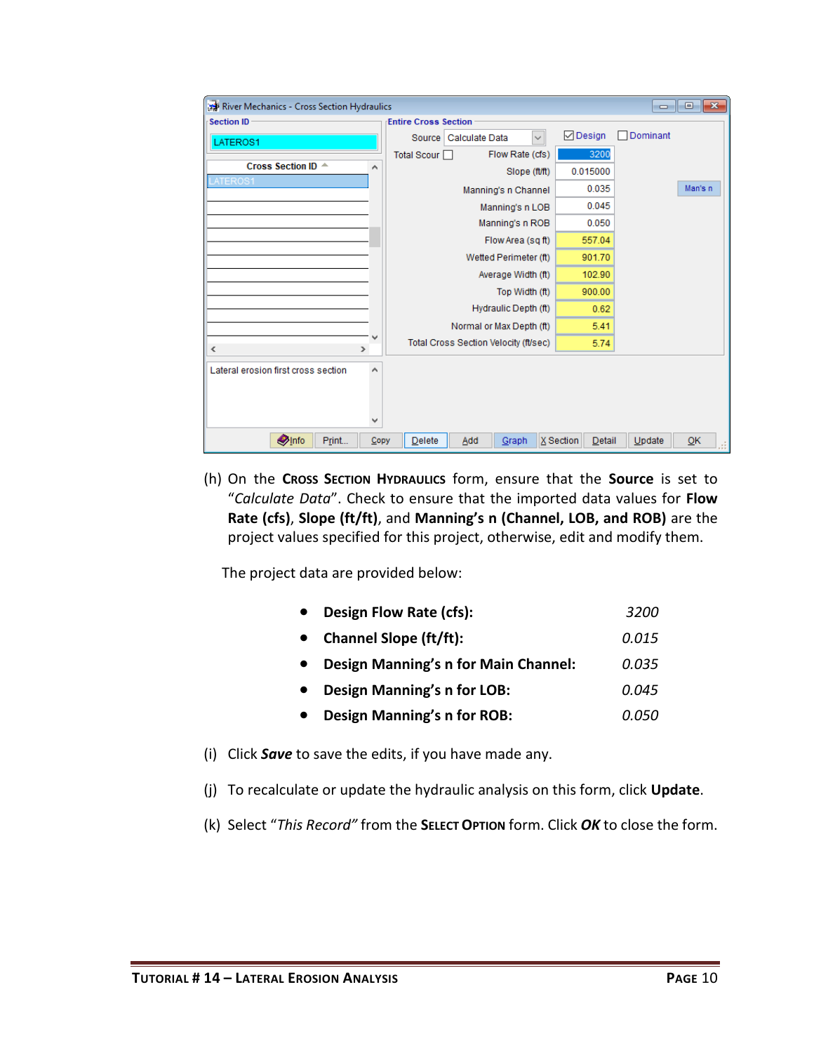(h) On the **CROSS SECTION HYDRAULICS** form, ensure that the **Source** is set to "*Calculate Data*". Check to ensure that the imported data values for **Flow Rate (cfs)**, **Slope (ft/ft)**, and **Manning's n (Channel, LOB, and ROB)** are the project values specified for this project, otherwise, edit and modify them.

The project data are provided below:

- **Design Flow Rate (cfs):** *3200*
- **Channel Slope (ft/ft):** *0.015*
- **Design Manning's n for Main Channel:** *0.035*
- **Design Manning's n for LOB:** *0.045*
- **Design Manning's n for ROB:** *0.050*

(i) Click ***Save*** to save the edits, if you have made any.

(j) To recalculate or update the hydraulic analysis on this form, click **Update**.

(k) Select "*This Record"* from the **SELECT OPTION** form. Click ***OK*** to close the form.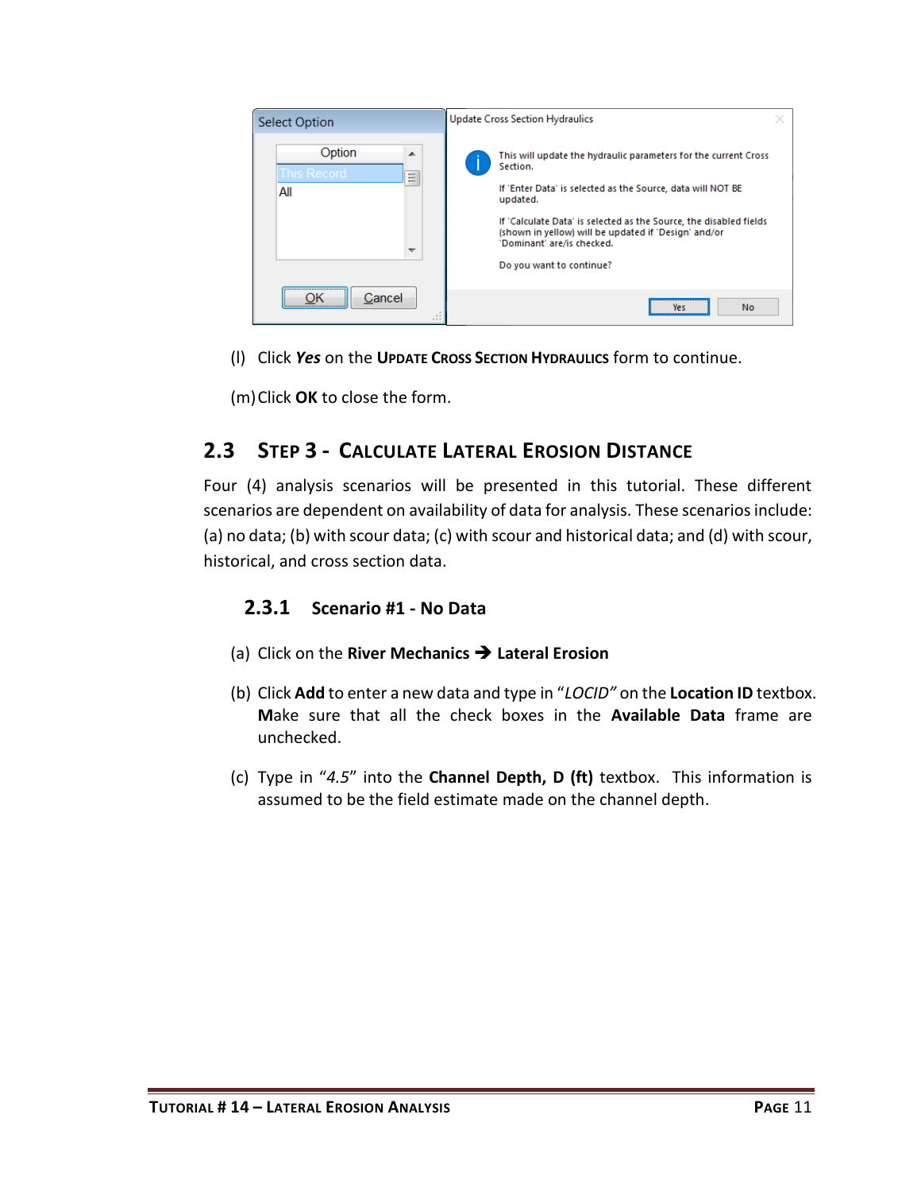(l) Click ***Yes*** on the **Update Cross Section Hydraulics** form to continue.

(m) Click **OK** to close the form.

## 2.3 Step 3 - Calculate Lateral Erosion Distance

Four (4) analysis scenarios will be presented in this tutorial. These different scenarios are dependent on availability of data for analysis. These scenarios include: (a) no data; (b) with scour data; (c) with scour and historical data; and (d) with scour, historical, and cross section data.

### 2.3.1 Scenario #1 - No Data

(a) Click on the **River Mechanics → Lateral Erosion**

(b) Click **Add** to enter a new data and type in "*LOCID*" on the **Location ID** textbox. **M**ake sure that all the check boxes in the **Available Data** frame are unchecked.

(c) Type in "*4.5*" into the **Channel Depth, D (ft)** textbox. This information is assumed to be the field estimate made on the channel depth.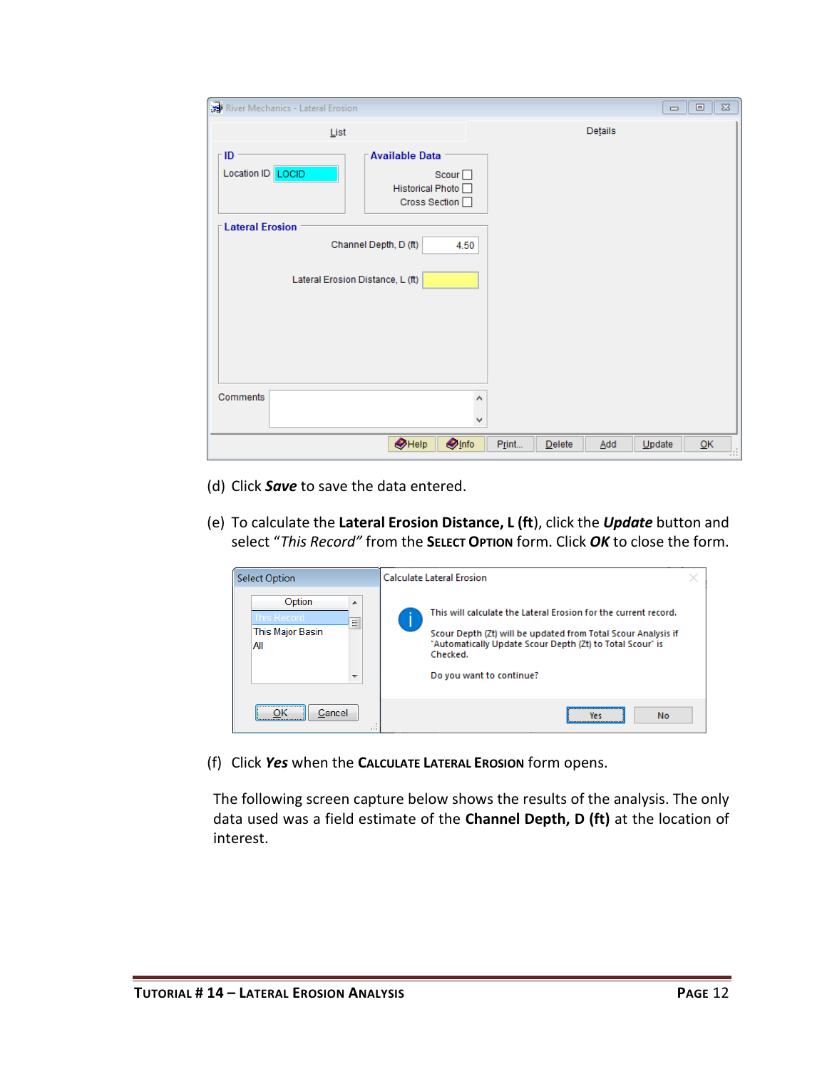(d) Click ***Save*** to save the data entered.

(e) To calculate the **Lateral Erosion Distance, L (ft)**, click the ***Update*** button and select "*This Record"* from the **SELECT OPTION** form. Click ***OK*** to close the form.

(f) Click ***Yes*** when the **CALCULATE LATERAL EROSION** form opens.

The following screen capture below shows the results of the analysis. The only data used was a field estimate of the **Channel Depth, D (ft)** at the location of interest.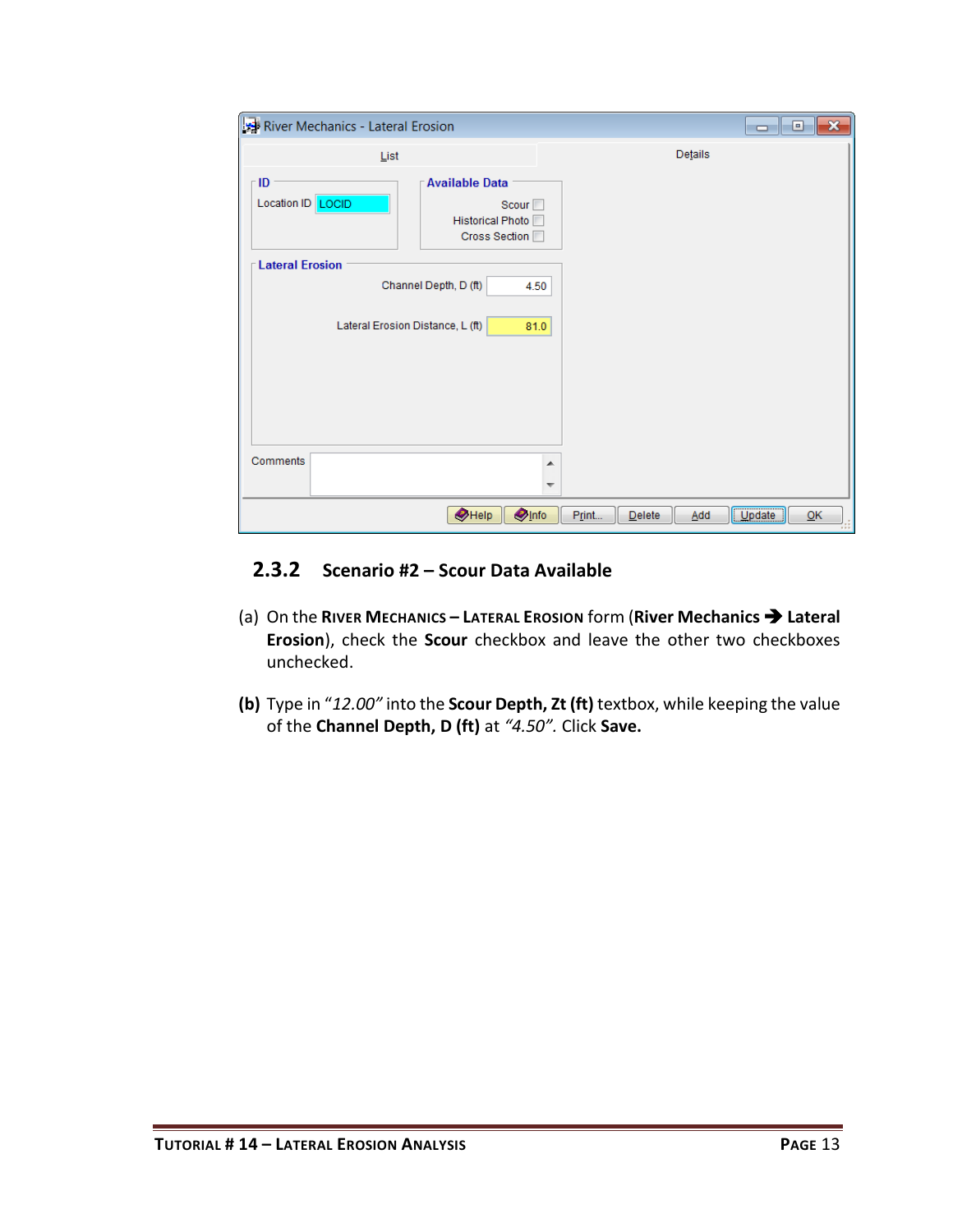### 2.3.2 Scenario #2 – Scour Data Available

(a) On the **River Mechanics – Lateral Erosion** form (**River Mechanics ➔ Lateral Erosion**), check the **Scour** checkbox and leave the other two checkboxes unchecked.

**(b)** Type in *"12.00"* into the **Scour Depth, Zt (ft)** textbox, while keeping the value of the **Channel Depth, D (ft)** at *"4.50".* Click **Save.**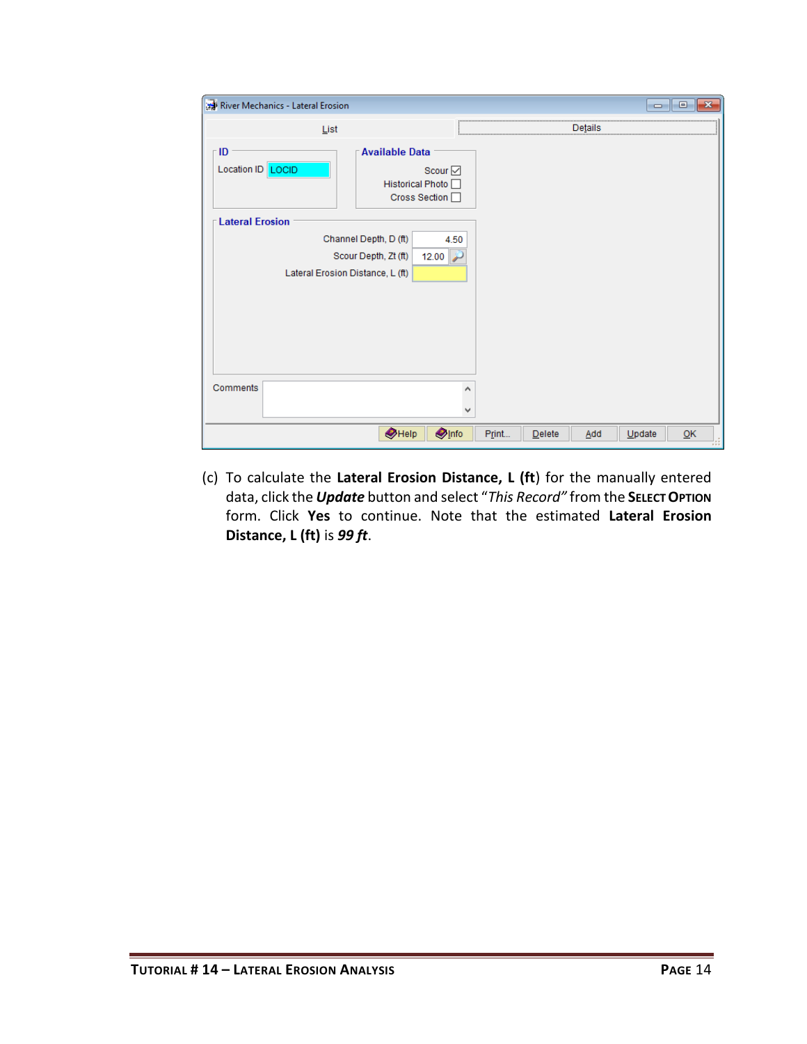(c) To calculate the **Lateral Erosion Distance, L (ft**) for the manually entered data, click the ***Update*** button and select "*This Record"* from the **SELECT OPTION** form. Click **Yes** to continue. Note that the estimated **Lateral Erosion Distance, L (ft)** is ***99 ft***.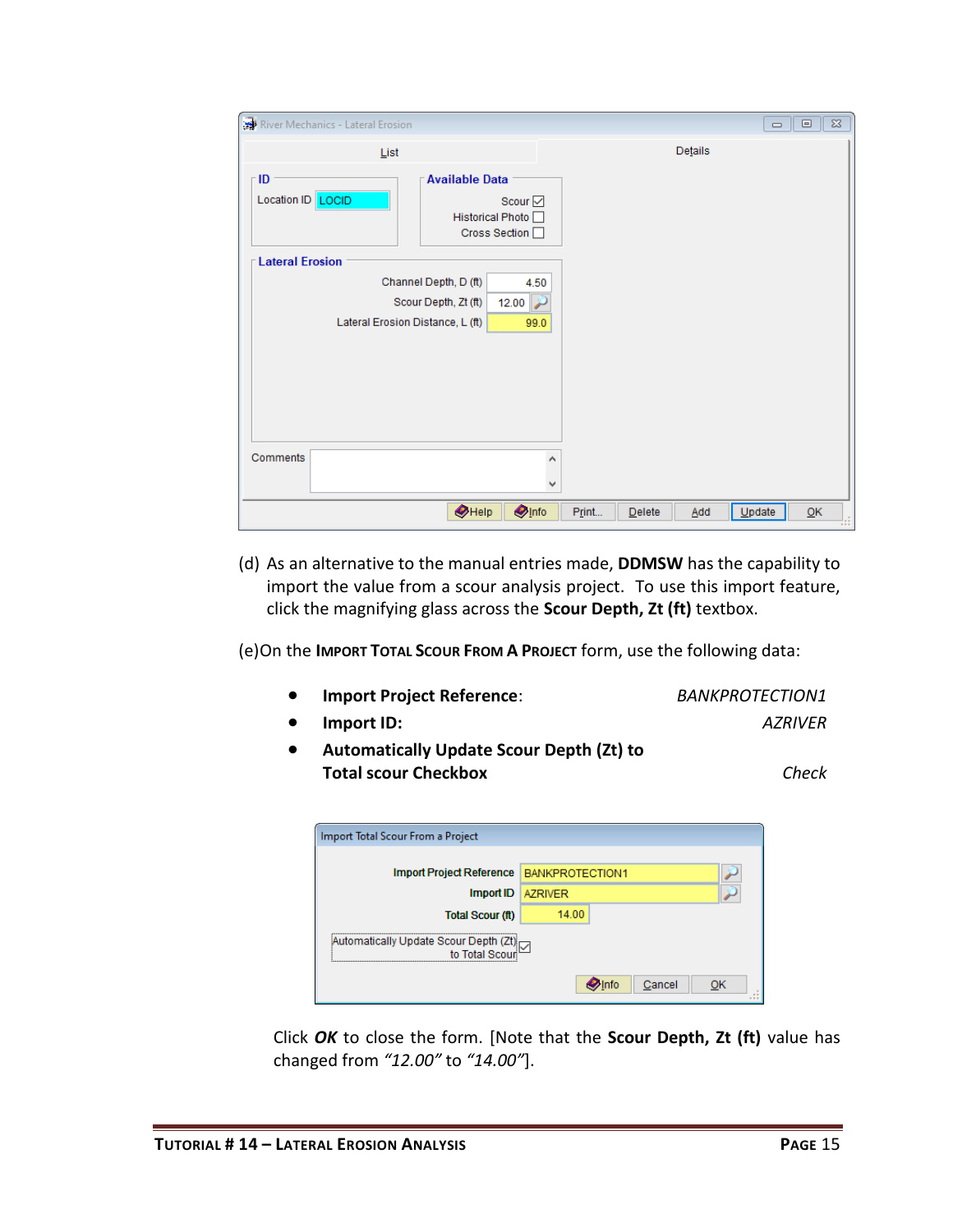(d) As an alternative to the manual entries made, **DDMSW** has the capability to import the value from a scour analysis project. To use this import feature, click the magnifying glass across the **Scour Depth, Zt (ft)** textbox.

(e)On the **IMPORT TOTAL SCOUR FROM A PROJECT** form, use the following data:

- **Import Project Reference**: *BANKPROTECTION1*
- **Import ID:** *AZRIVER*
- **Automatically Update Scour Depth (Zt) to Total scour Checkbox** *Check*

Click ***OK*** to close the form. [Note that the **Scour Depth, Zt (ft)** value has changed from *"12.00"* to *"14.00"*].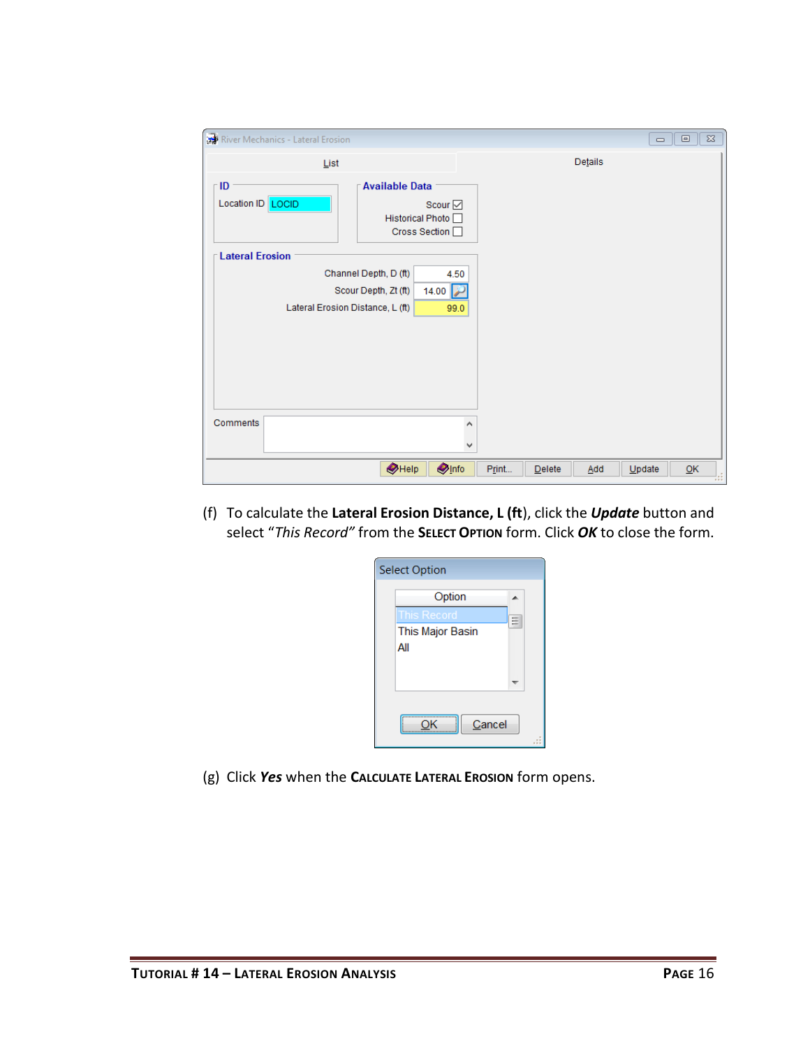(f) To calculate the **Lateral Erosion Distance, L (ft**), click the ***Update*** button and select "*This Record"* from the **Select Option** form. Click ***OK*** to close the form.

(g) Click ***Yes*** when the **Calculate Lateral Erosion** form opens.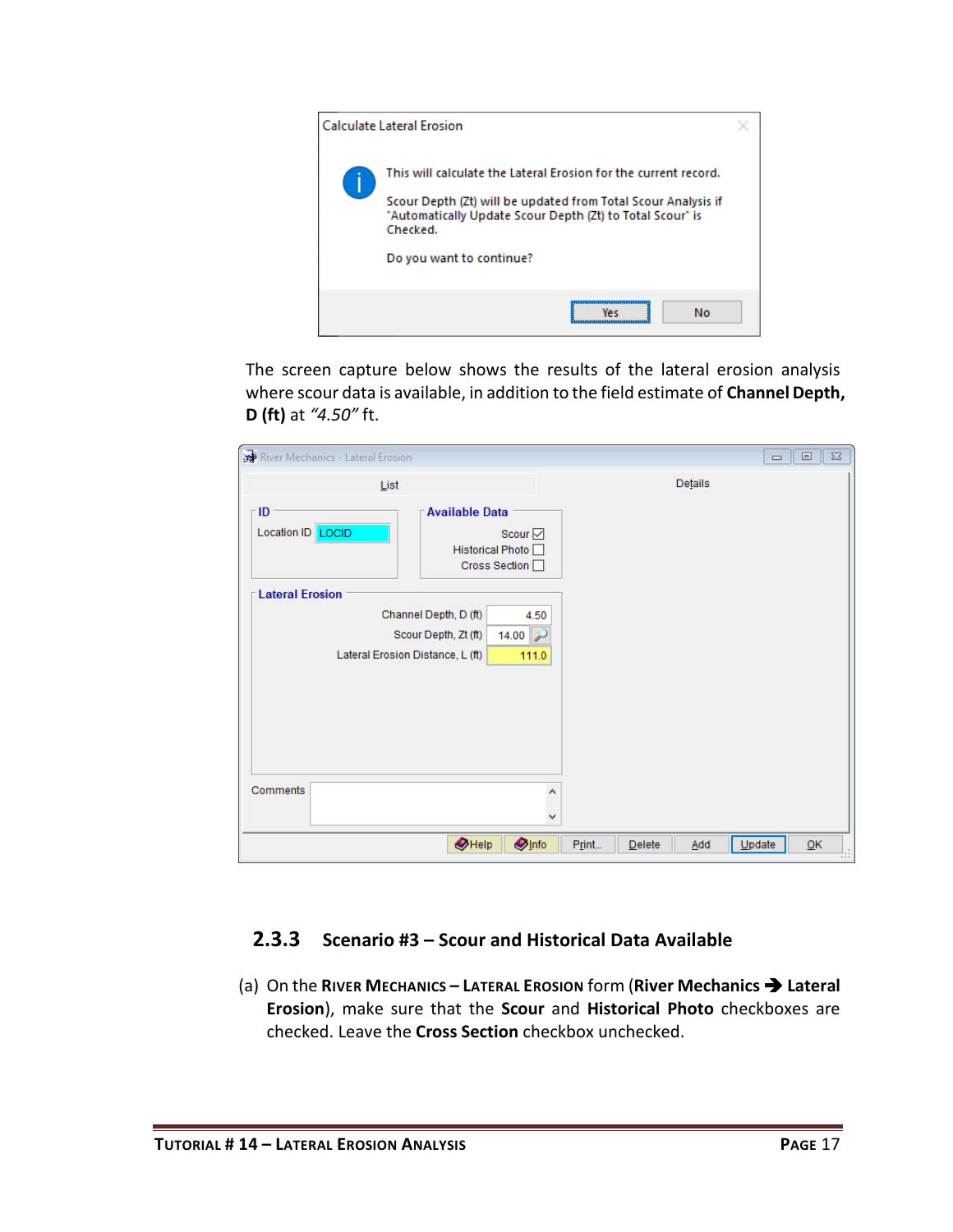The screen capture below shows the results of the lateral erosion analysis where scour data is available, in addition to the field estimate of **Channel Depth, D (ft)** at *"4.50"* ft.

### 2.3.3 Scenario #3 – Scour and Historical Data Available

(a) On the **River Mechanics – Lateral Erosion** form (**River Mechanics ➔ Lateral Erosion**), make sure that the **Scour** and **Historical Photo** checkboxes are checked. Leave the **Cross Section** checkbox unchecked.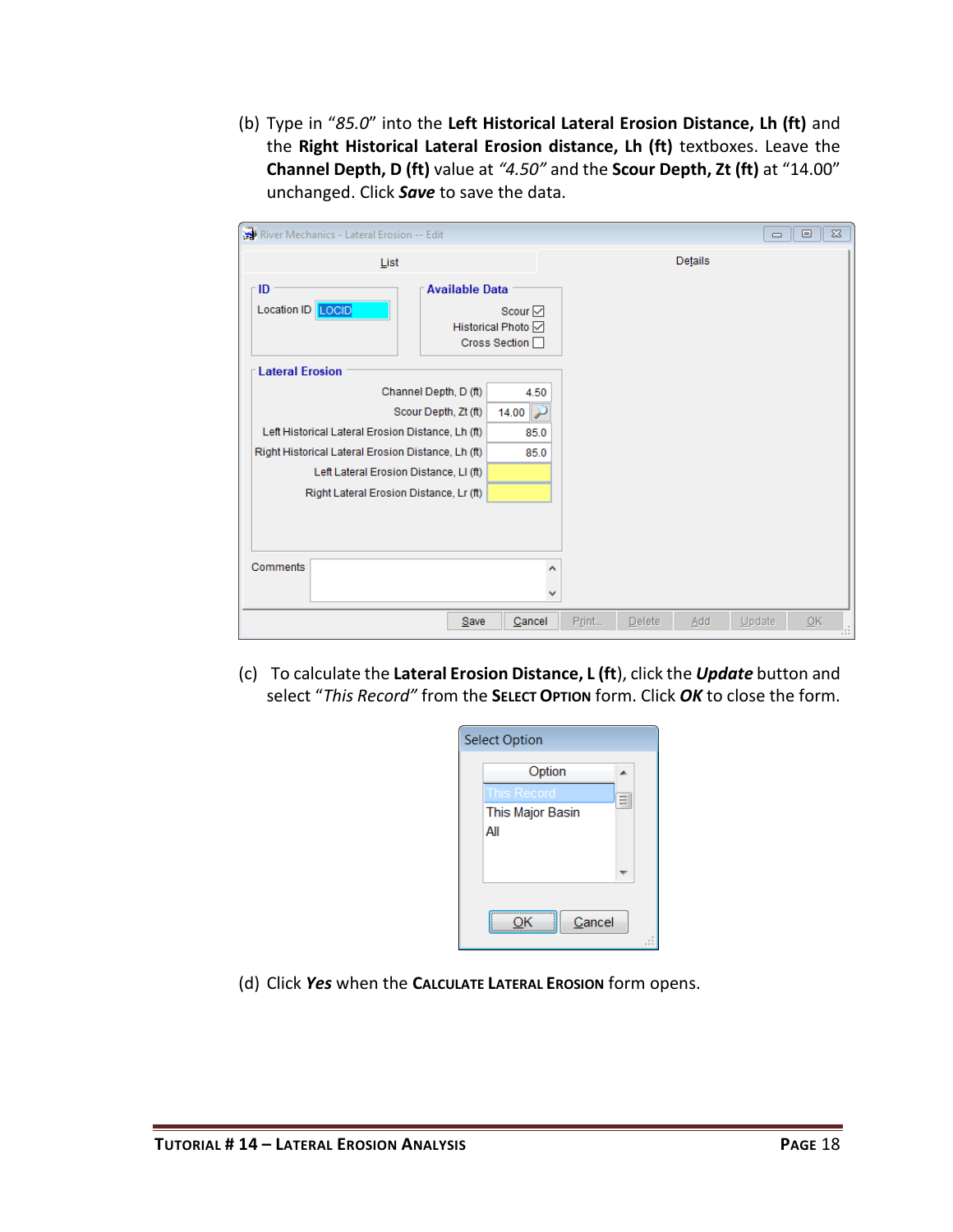(b) Type in “*85.0*” into the **Left Historical Lateral Erosion Distance, Lh (ft)** and the **Right Historical Lateral Erosion distance, Lh (ft)** textboxes. Leave the **Channel Depth, D (ft)** value at *“4.50”* and the **Scour Depth, Zt (ft)** at “14.00” unchanged. Click ***Save*** to save the data.

(c) To calculate the **Lateral Erosion Distance, L (ft)**, click the ***Update*** button and select “*This Record”* from the **SELECT OPTION** form. Click ***OK*** to close the form.

(d) Click ***Yes*** when the **CALCULATE LATERAL EROSION** form opens.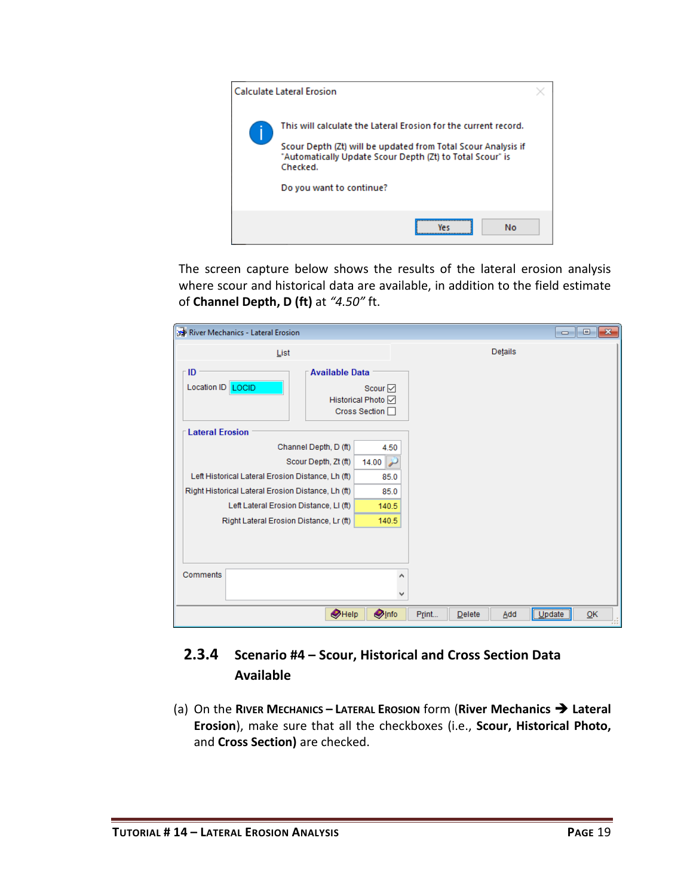Calculate Lateral Erosion

This will calculate the Lateral Erosion for the current record.

Scour Depth (Zt) will be updated from Total Scour Analysis if "Automatically Update Scour Depth (Zt) to Total Scour" is Checked.

Do you want to continue?

Yes No

The screen capture below shows the results of the lateral erosion analysis where scour and historical data are available, in addition to the field estimate of **Channel Depth, D (ft)** at *"4.50"* ft.

River Mechanics - Lateral Erosion

List Details

ID

Location ID LOCID

Available Data

Scour ☑
Historical Photo ☑
Cross Section ☐

Lateral Erosion

| | |
|---|---|
| Channel Depth, D (ft) | 4.50 |
| Scour Depth, Zt (ft) | 14.00 |
| Left Historical Lateral Erosion Distance, Lh (ft) | 85.0 |
| Right Historical Lateral Erosion Distance, Lh (ft) | 85.0 |
| Left Lateral Erosion Distance, Ll (ft) | 140.5 |
| Right Lateral Erosion Distance, Lr (ft) | 140.5 |

Comments

Help Info Print... Delete Add Update OK

### 2.3.4 Scenario #4 – Scour, Historical and Cross Section Data Available

(a) On the **River Mechanics – Lateral Erosion** form (**River Mechanics → Lateral Erosion**), make sure that all the checkboxes (i.e., **Scour, Historical Photo,** and **Cross Section)** are checked.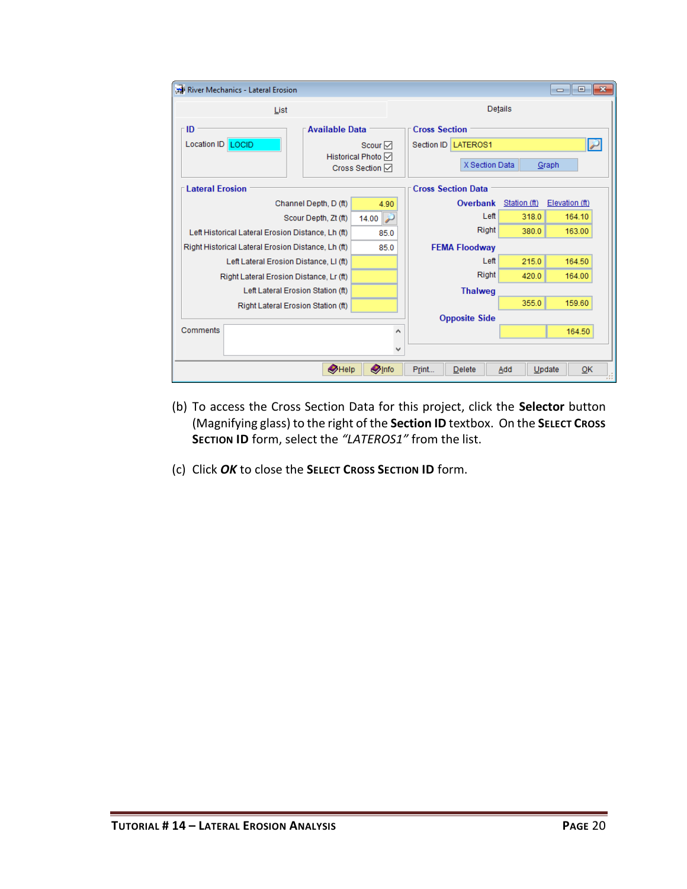(b) To access the Cross Section Data for this project, click the **Selector** button (Magnifying glass) to the right of the **Section ID** textbox. On the **SELECT CROSS SECTION ID** form, select the *"LATEROS1"* from the list.

(c) Click ***OK*** to close the **SELECT CROSS SECTION ID** form.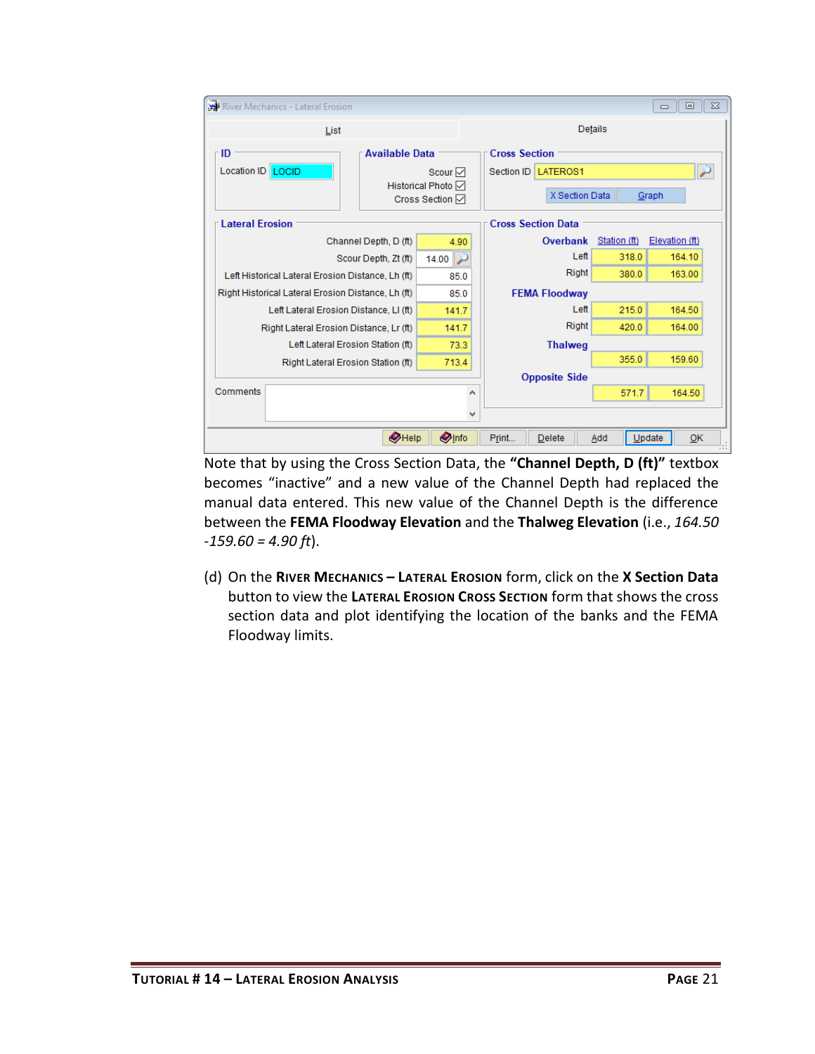River Mechanics - Lateral Erosion

List | Details

**ID**

Location ID: LOCID

**Available Data**

Scour ☑
Historical Photo ☑
Cross Section ☑

**Cross Section**

Section ID: LATEROS1

X Section Data | Graph

**Lateral Erosion**

| | |
|---|---|
| Channel Depth, D (ft) | 4.90 |
| Scour Depth, Zt (ft) | 14.00 |
| Left Historical Lateral Erosion Distance, Lh (ft) | 85.0 |
| Right Historical Lateral Erosion Distance, Lh (ft) | 85.0 |
| Left Lateral Erosion Distance, Ll (ft) | 141.7 |
| Right Lateral Erosion Distance, Lr (ft) | 141.7 |
| Left Lateral Erosion Station (ft) | 73.3 |
| Right Lateral Erosion Station (ft) | 713.4 |

**Cross Section Data**

| | Station (ft) | Elevation (ft) |
|---|---|---|
| **Overbank** | | |
| Left | 318.0 | 164.10 |
| Right | 380.0 | 163.00 |
| **FEMA Floodway** | | |
| Left | 215.0 | 164.50 |
| Right | 420.0 | 164.00 |
| **Thalweg** | 355.0 | 159.60 |
| **Opposite Side** | 571.7 | 164.50 |

Comments

Help | Info | Print... | Delete | Add | Update | OK

Note that by using the Cross Section Data, the **"Channel Depth, D (ft)"** textbox becomes "inactive" and a new value of the Channel Depth had replaced the manual data entered. This new value of the Channel Depth is the difference between the **FEMA Floodway Elevation** and the **Thalweg Elevation** (i.e., *164.50 -159.60 = 4.90 ft*).

(d) On the **River Mechanics – Lateral Erosion** form, click on the **X Section Data** button to view the **Lateral Erosion Cross Section** form that shows the cross section data and plot identifying the location of the banks and the FEMA Floodway limits.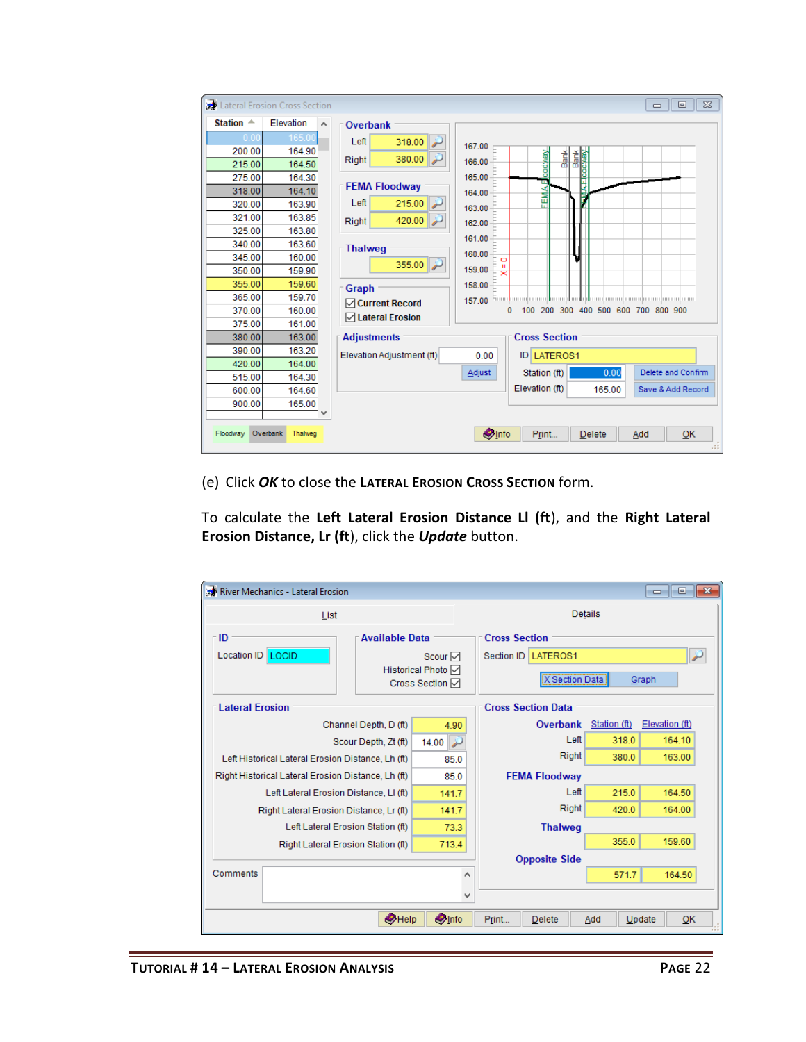Lateral Erosion Cross Section

| Station | Elevation |
|---|---|
| 0.00 | 165.00 |
| 200.00 | 164.90 |
| 215.00 | 164.50 |
| 275.00 | 164.30 |
| 318.00 | 164.10 |
| 320.00 | 163.90 |
| 321.00 | 163.85 |
| 325.00 | 163.80 |
| 340.00 | 163.60 |
| 345.00 | 160.00 |
| 350.00 | 159.90 |
| 355.00 | 159.60 |
| 365.00 | 159.70 |
| 370.00 | 160.00 |
| 375.00 | 161.00 |
| 380.00 | 163.00 |
| 390.00 | 163.20 |
| 420.00 | 164.00 |
| 515.00 | 164.30 |
| 600.00 | 164.60 |
| 900.00 | 165.00 |

Floodway Overbank Thalweg

Overbank
Left 318.00
Right 380.00

FEMA Floodway
Left 215.00
Right 420.00

Thalweg
355.00

Graph
☑ Current Record
☑ Lateral Erosion

167.00
166.00
165.00
164.00
163.00
162.00
161.00
160.00
159.00
158.00
157.00
0 100 200 300 400 500 600 700 800 900
X = 0
FEMA Floodway
Bank
Bank
FEMA Floodway

Adjustments
Elevation Adjustment (ft) 0.00
Adjust

Cross Section
ID LATEROS1
Station (ft) 0.00
Elevation (ft) 165.00
Delete and Confirm
Save & Add Record

Info Print... Delete Add OK

(e) Click ***OK*** to close the **Lateral Erosion Cross Section** form.

To calculate the **Left Lateral Erosion Distance Ll (ft)**, and the **Right Lateral Erosion Distance, Lr (ft)**, click the ***Update*** button.

River Mechanics - Lateral Erosion

List Details

ID
Location ID LOCID

Available Data
Scour ☑
Historical Photo ☑
Cross Section ☑

Cross Section
Section ID LATEROS1
X Section Data Graph

Lateral Erosion

| | |
|---|---|
| Channel Depth, D (ft) | 4.90 |
| Scour Depth, Zt (ft) | 14.00 |
| Left Historical Lateral Erosion Distance, Lh (ft) | 85.0 |
| Right Historical Lateral Erosion Distance, Lh (ft) | 85.0 |
| Left Lateral Erosion Distance, Ll (ft) | 141.7 |
| Right Lateral Erosion Distance, Lr (ft) | 141.7 |
| Left Lateral Erosion Station (ft) | 73.3 |
| Right Lateral Erosion Station (ft) | 713.4 |

Cross Section Data

| | | Station (ft) | Elevation (ft) |
|---|---|---|---|
| Overbank | Left | 318.0 | 164.10 |
| | Right | 380.0 | 163.00 |
| FEMA Floodway | Left | 215.0 | 164.50 |
| | Right | 420.0 | 164.00 |
| Thalweg | | 355.0 | 159.60 |
| Opposite Side | | 571.7 | 164.50 |

Comments

Help Info Print... Delete Add Update OK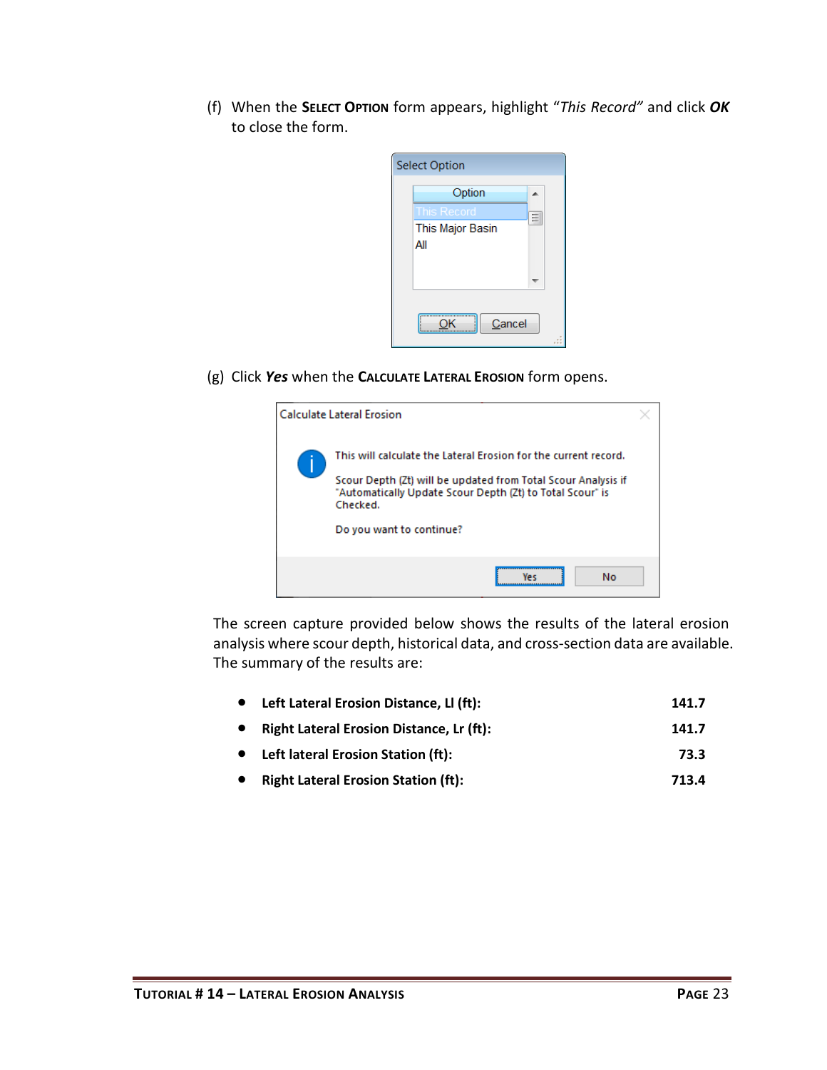(f) When the **Select Option** form appears, highlight *"This Record"* and click ***OK*** to close the form.

Select Option

Option

This Record

This Major Basin

All

OK Cancel

(g) Click ***Yes*** when the **Calculate Lateral Erosion** form opens.

Calculate Lateral Erosion

This will calculate the Lateral Erosion for the current record.

Scour Depth (Zt) will be updated from Total Scour Analysis if "Automatically Update Scour Depth (Zt) to Total Scour" is Checked.

Do you want to continue?

Yes No

The screen capture provided below shows the results of the lateral erosion analysis where scour depth, historical data, and cross-section data are available. The summary of the results are:

- **Left Lateral Erosion Distance, Ll (ft):** **141.7**
- **Right Lateral Erosion Distance, Lr (ft):** **141.7**
- **Left lateral Erosion Station (ft):** **73.3**
- **Right Lateral Erosion Station (ft):** **713.4**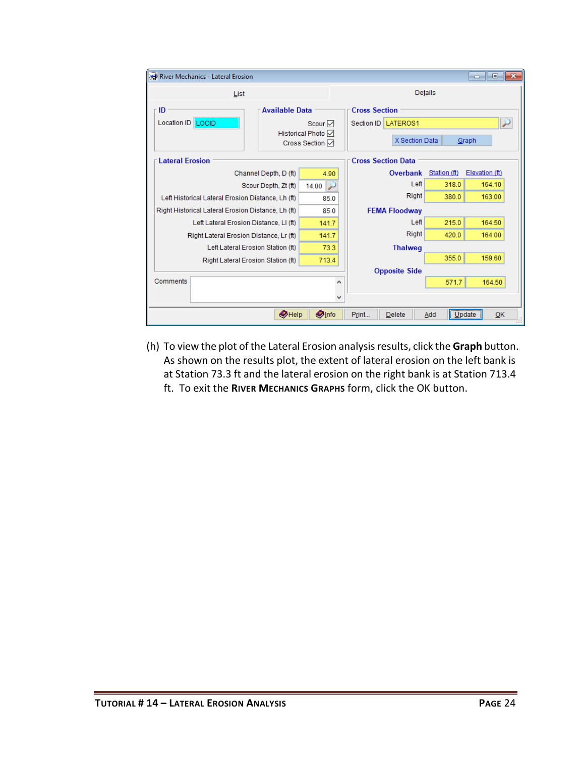River Mechanics - Lateral Erosion

List | Details

**ID**

Location ID: LOCID

**Available Data**

Scour ☑
Historical Photo ☑
Cross Section ☑

**Cross Section**

Section ID: LATEROS1

X Section Data | Graph

**Lateral Erosion**

| | |
|---|---|
| Channel Depth, D (ft) | 4.90 |
| Scour Depth, Zt (ft) | 14.00 |
| Left Historical Lateral Erosion Distance, Lh (ft) | 85.0 |
| Right Historical Lateral Erosion Distance, Lh (ft) | 85.0 |
| Left Lateral Erosion Distance, Ll (ft) | 141.7 |
| Right Lateral Erosion Distance, Lr (ft) | 141.7 |
| Left Lateral Erosion Station (ft) | 73.3 |
| Right Lateral Erosion Station (ft) | 713.4 |

**Cross Section Data**

| | Station (ft) | Elevation (ft) |
|---|---|---|
| **Overbank** Left | 318.0 | 164.10 |
| Right | 380.0 | 163.00 |
| **FEMA Floodway** Left | 215.0 | 164.50 |
| Right | 420.0 | 164.00 |
| **Thalweg** | 355.0 | 159.60 |
| **Opposite Side** | 571.7 | 164.50 |

Comments

Help | Info | Print... | Delete | Add | Update | OK

(h) To view the plot of the Lateral Erosion analysis results, click the **Graph** button. As shown on the results plot, the extent of lateral erosion on the left bank is at Station 73.3 ft and the lateral erosion on the right bank is at Station 713.4 ft. To exit the **River Mechanics Graphs** form, click the OK button.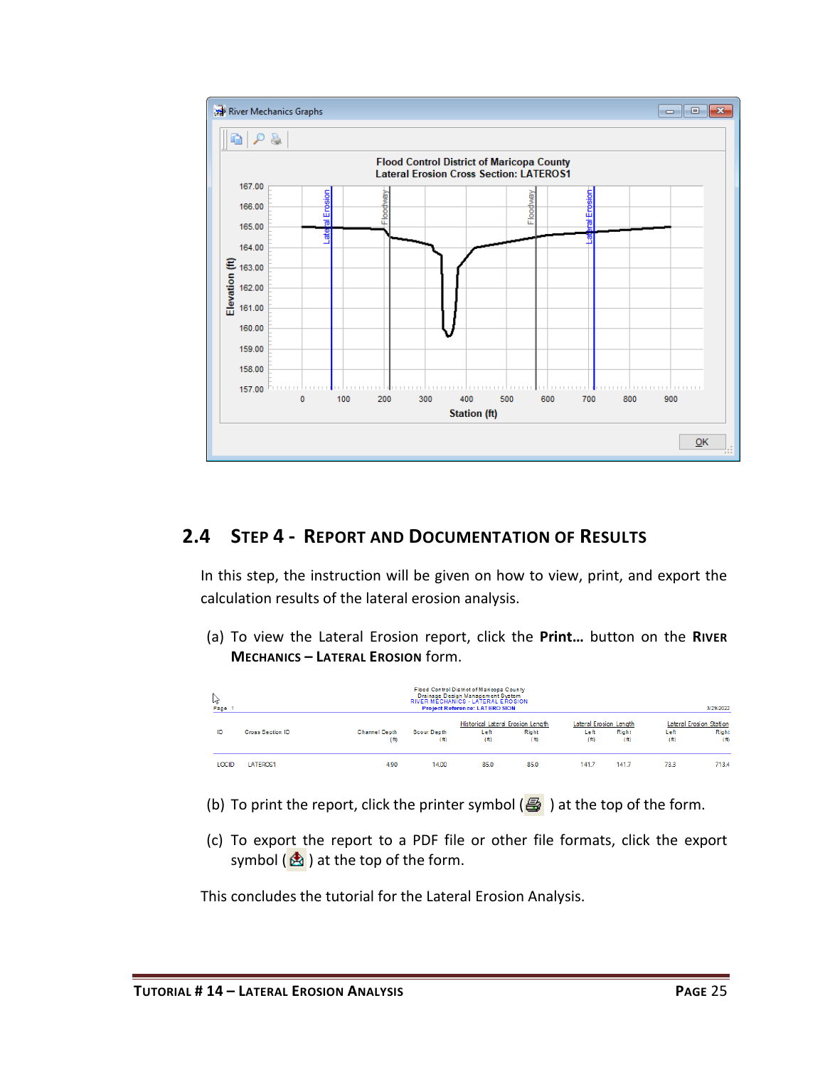River Mechanics Graphs

Flood Control District of Maricopa County
Lateral Erosion Cross Section: LATEROS1

Elevation (ft)

167.00
166.00
165.00
164.00
163.00
162.00
161.00
160.00
159.00
158.00
157.00

0 100 200 300 400 500 600 700 800 900

Station (ft)

Lateral Erosion
Floodway
Floodway
Lateral Erosion

OK

## 2.4 Step 4 - Report and Documentation of Results

In this step, the instruction will be given on how to view, print, and export the calculation results of the lateral erosion analysis.

(a) To view the Lateral Erosion report, click the **Print…** button on the **River Mechanics – Lateral Erosion** form.

Flood Control District of Maricopa County
Drainage Design Management System
RIVER MECHANICS - LATERAL EROSION
Project Reference: LATEROSION

Page 1 3/29/2022

| ID | Cross Section ID | Channel Depth (ft) | Scour Depth (ft) | Historical Lateral Erosion Length Left (ft) | Historical Lateral Erosion Length Right (ft) | Lateral Erosion Length Left (ft) | Lateral Erosion Length Right (ft) | Lateral Erosion Station Left (ft) | Lateral Erosion Station Right (ft) |
|---|---|---|---|---|---|---|---|---|---|
| LOCID | LATEROS1 | 4.90 | 14.00 | 85.0 | 85.0 | 141.7 | 141.7 | 73.3 | 713.4 |

(b) To print the report, click the printer symbol ( ) at the top of the form.

(c) To export the report to a PDF file or other file formats, click the export symbol ( ) at the top of the form.

This concludes the tutorial for the Lateral Erosion Analysis.